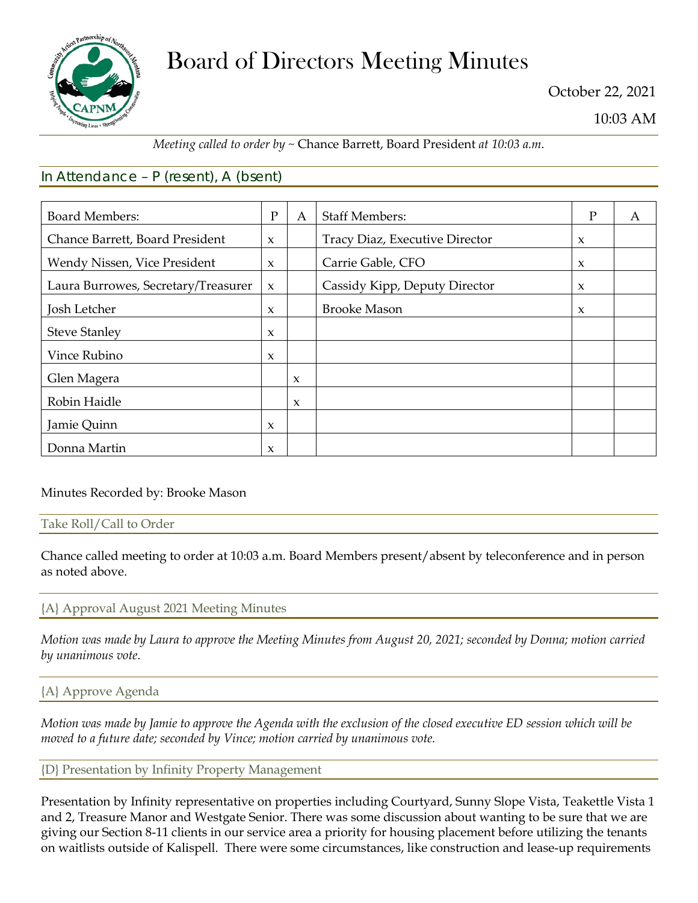# Board of Directors Meeting Minutes

October 22, 2021

10:03 AM

*Meeting called to order by ~* Chance Barrett, Board President *at 10:03 a.m.*

## In Attendance – P (resent), A (bsent)

| Board Members: | P | A | Staff Members: | P | A |
|---|---|---|---|---|---|
| Chance Barrett, Board President | x | | Tracy Diaz, Executive Director | x | |
| Wendy Nissen, Vice President | x | | Carrie Gable, CFO | x | |
| Laura Burrowes, Secretary/Treasurer | x | | Cassidy Kipp, Deputy Director | x | |
| Josh Letcher | x | | Brooke Mason | x | |
| Steve Stanley | x | | | | |
| Vince Rubino | x | | | | |
| Glen Magera | | x | | | |
| Robin Haidle | | x | | | |
| Jamie Quinn | x | | | | |
| Donna Martin | x | | | | |

Minutes Recorded by: Brooke Mason

### Take Roll/Call to Order

Chance called meeting to order at 10:03 a.m. Board Members present/absent by teleconference and in person as noted above.

### {A} Approval August 2021 Meeting Minutes

*Motion was made by Laura to approve the Meeting Minutes from August 20, 2021; seconded by Donna; motion carried by unanimous vote.*

### {A} Approve Agenda

*Motion was made by Jamie to approve the Agenda with the exclusion of the closed executive ED session which will be moved to a future date; seconded by Vince; motion carried by unanimous vote.*

### {D} Presentation by Infinity Property Management

Presentation by Infinity representative on properties including Courtyard, Sunny Slope Vista, Teakettle Vista 1 and 2, Treasure Manor and Westgate Senior. There was some discussion about wanting to be sure that we are giving our Section 8-11 clients in our service area a priority for housing placement before utilizing the tenants on waitlists outside of Kalispell. There were some circumstances, like construction and lease-up requirements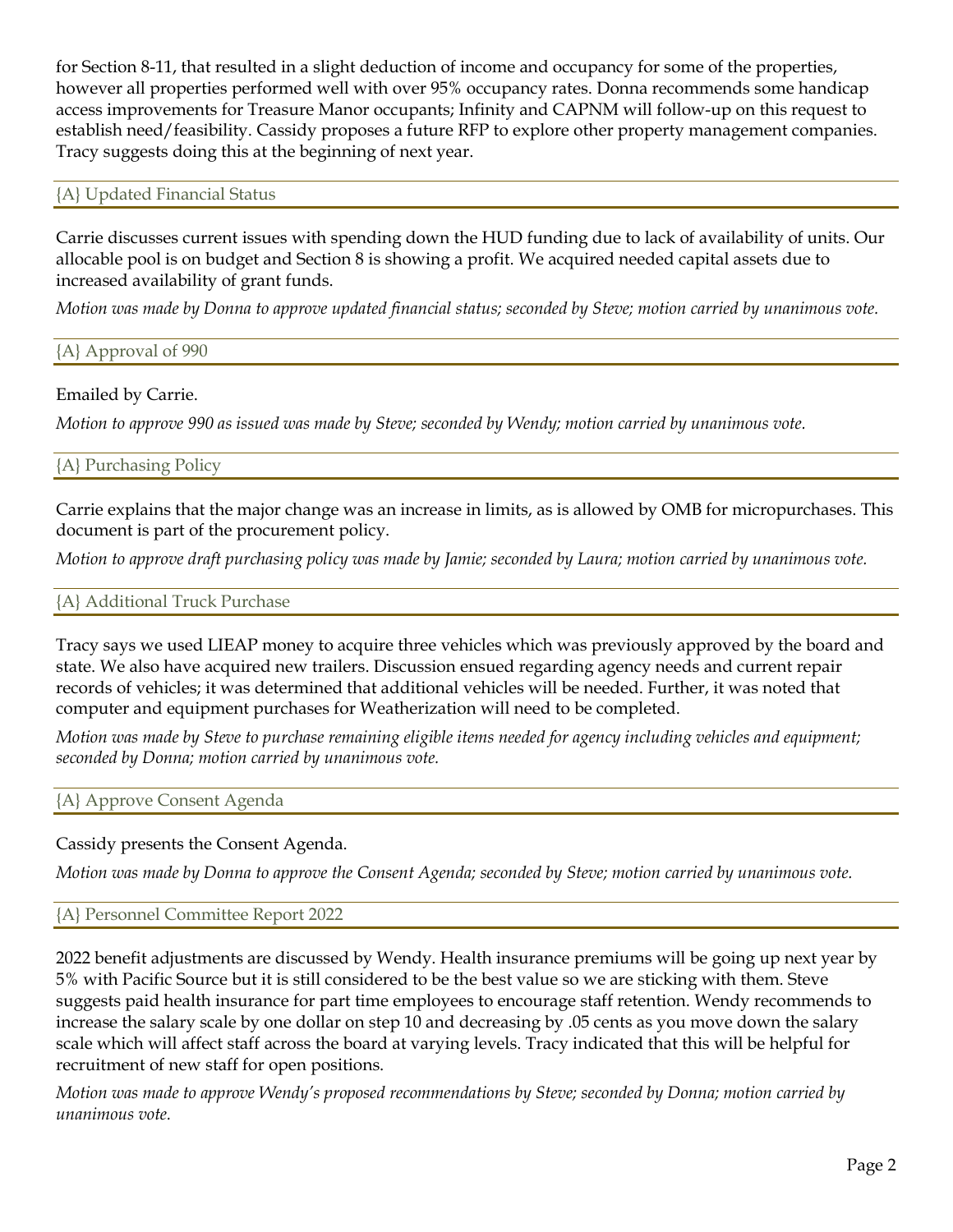for Section 8-11, that resulted in a slight deduction of income and occupancy for some of the properties, however all properties performed well with over 95% occupancy rates. Donna recommends some handicap access improvements for Treasure Manor occupants; Infinity and CAPNM will follow-up on this request to establish need/feasibility. Cassidy proposes a future RFP to explore other property management companies. Tracy suggests doing this at the beginning of next year.

## {A} Updated Financial Status

Carrie discusses current issues with spending down the HUD funding due to lack of availability of units. Our allocable pool is on budget and Section 8 is showing a profit. We acquired needed capital assets due to increased availability of grant funds.

*Motion was made by Donna to approve updated financial status; seconded by Steve; motion carried by unanimous vote.*

## {A} Approval of 990

Emailed by Carrie.

*Motion to approve 990 as issued was made by Steve; seconded by Wendy; motion carried by unanimous vote.*

## {A} Purchasing Policy

Carrie explains that the major change was an increase in limits, as is allowed by OMB for micropurchases. This document is part of the procurement policy.

*Motion to approve draft purchasing policy was made by Jamie; seconded by Laura; motion carried by unanimous vote.*

## {A} Additional Truck Purchase

Tracy says we used LIEAP money to acquire three vehicles which was previously approved by the board and state. We also have acquired new trailers. Discussion ensued regarding agency needs and current repair records of vehicles; it was determined that additional vehicles will be needed. Further, it was noted that computer and equipment purchases for Weatherization will need to be completed.

*Motion was made by Steve to purchase remaining eligible items needed for agency including vehicles and equipment; seconded by Donna; motion carried by unanimous vote.*

## {A} Approve Consent Agenda

Cassidy presents the Consent Agenda.

*Motion was made by Donna to approve the Consent Agenda; seconded by Steve; motion carried by unanimous vote.*

## {A} Personnel Committee Report 2022

2022 benefit adjustments are discussed by Wendy. Health insurance premiums will be going up next year by 5% with Pacific Source but it is still considered to be the best value so we are sticking with them. Steve suggests paid health insurance for part time employees to encourage staff retention. Wendy recommends to increase the salary scale by one dollar on step 10 and decreasing by .05 cents as you move down the salary scale which will affect staff across the board at varying levels. Tracy indicated that this will be helpful for recruitment of new staff for open positions.

*Motion was made to approve Wendy's proposed recommendations by Steve; seconded by Donna; motion carried by unanimous vote.*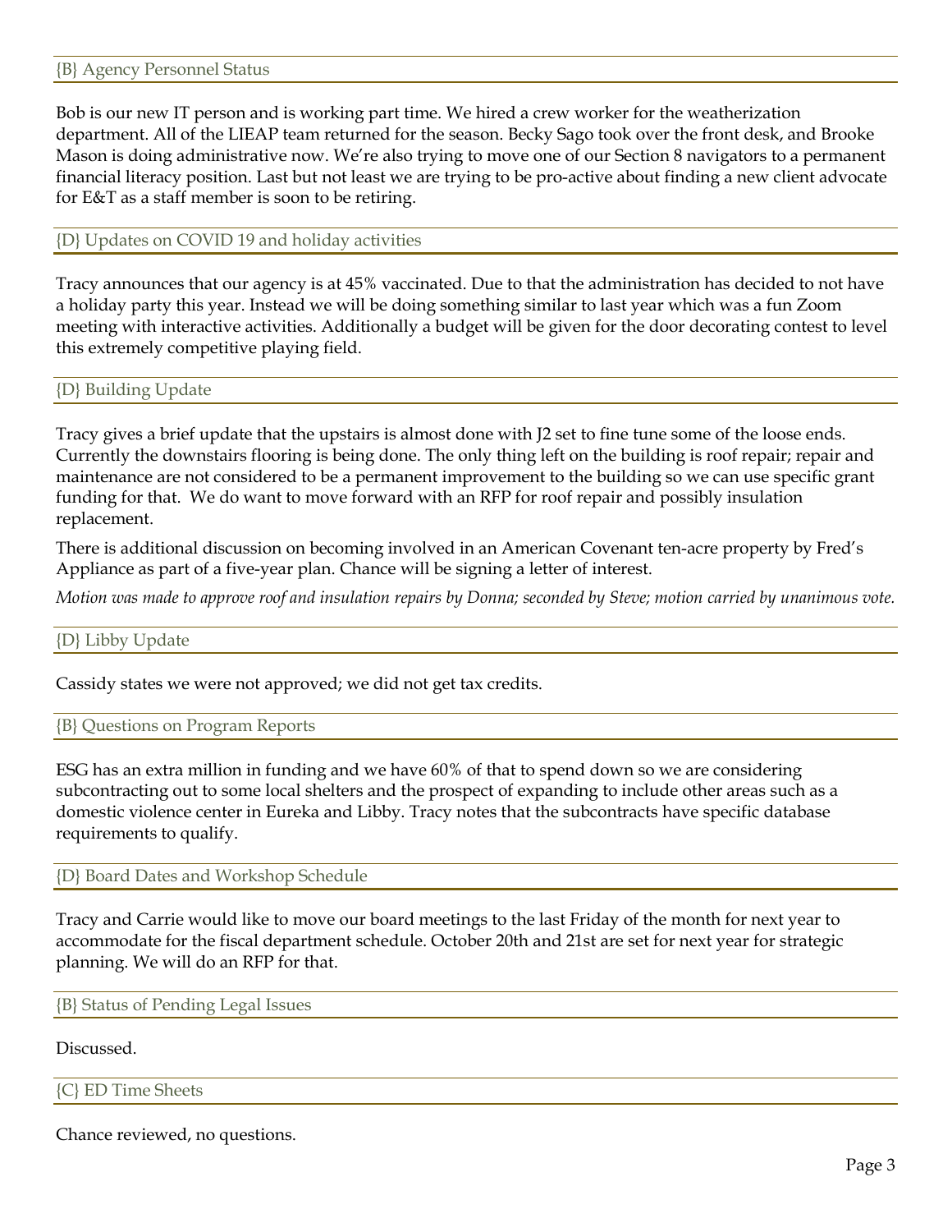### {B} Agency Personnel Status

Bob is our new IT person and is working part time. We hired a crew worker for the weatherization department. All of the LIEAP team returned for the season. Becky Sago took over the front desk, and Brooke Mason is doing administrative now. We're also trying to move one of our Section 8 navigators to a permanent financial literacy position. Last but not least we are trying to be pro-active about finding a new client advocate for E&T as a staff member is soon to be retiring.

### {D} Updates on COVID 19 and holiday activities

Tracy announces that our agency is at 45% vaccinated. Due to that the administration has decided to not have a holiday party this year. Instead we will be doing something similar to last year which was a fun Zoom meeting with interactive activities. Additionally a budget will be given for the door decorating contest to level this extremely competitive playing field.

### {D} Building Update

Tracy gives a brief update that the upstairs is almost done with J2 set to fine tune some of the loose ends. Currently the downstairs flooring is being done. The only thing left on the building is roof repair; repair and maintenance are not considered to be a permanent improvement to the building so we can use specific grant funding for that. We do want to move forward with an RFP for roof repair and possibly insulation replacement.

There is additional discussion on becoming involved in an American Covenant ten-acre property by Fred's Appliance as part of a five-year plan. Chance will be signing a letter of interest.

*Motion was made to approve roof and insulation repairs by Donna; seconded by Steve; motion carried by unanimous vote.*

### {D} Libby Update

Cassidy states we were not approved; we did not get tax credits.

### {B} Questions on Program Reports

ESG has an extra million in funding and we have 60% of that to spend down so we are considering subcontracting out to some local shelters and the prospect of expanding to include other areas such as a domestic violence center in Eureka and Libby. Tracy notes that the subcontracts have specific database requirements to qualify.

### {D} Board Dates and Workshop Schedule

Tracy and Carrie would like to move our board meetings to the last Friday of the month for next year to accommodate for the fiscal department schedule. October 20th and 21st are set for next year for strategic planning. We will do an RFP for that.

### {B} Status of Pending Legal Issues

Discussed.

### {C} ED Time Sheets

Chance reviewed, no questions.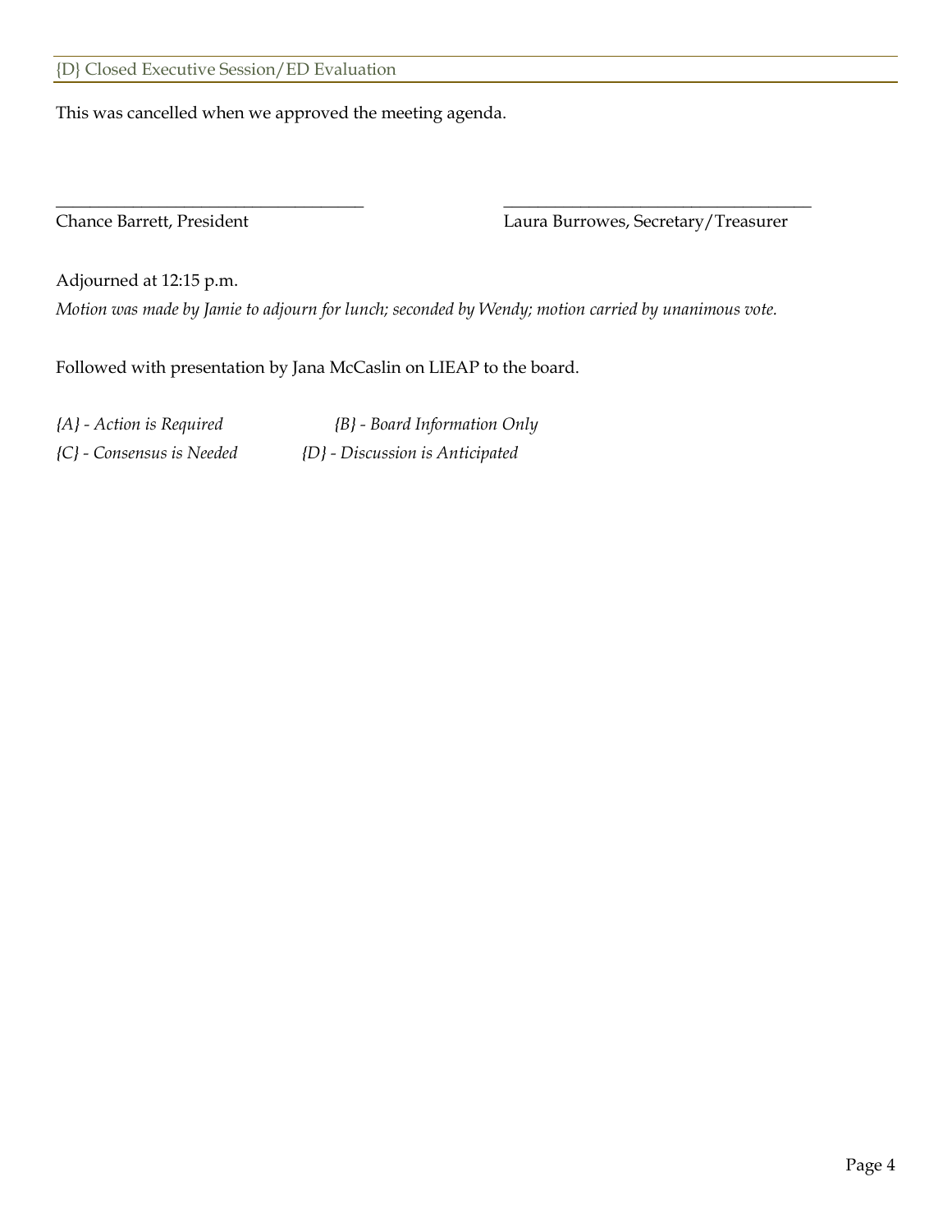### {D} Closed Executive Session/ED Evaluation

This was cancelled when we approved the meeting agenda.

\_\_\_\_\_\_\_\_\_\_\_\_\_\_\_\_\_\_\_\_\_\_\_\_\_\_\_\_\_\_\_\_\_\_\_\_\_ \_\_\_\_\_\_\_\_\_\_\_\_\_\_\_\_\_\_\_\_\_\_\_\_\_\_\_\_\_\_\_\_\_\_\_\_\_

Chance Barrett, President Laura Burrowes, Secretary/Treasurer

Adjourned at 12:15 p.m.

*Motion was made by Jamie to adjourn for lunch; seconded by Wendy; motion carried by unanimous vote.*

Followed with presentation by Jana McCaslin on LIEAP to the board.

*{A} - Action is Required* *{B} - Board Information Only*

*{C} - Consensus is Needed* *{D} - Discussion is Anticipated*